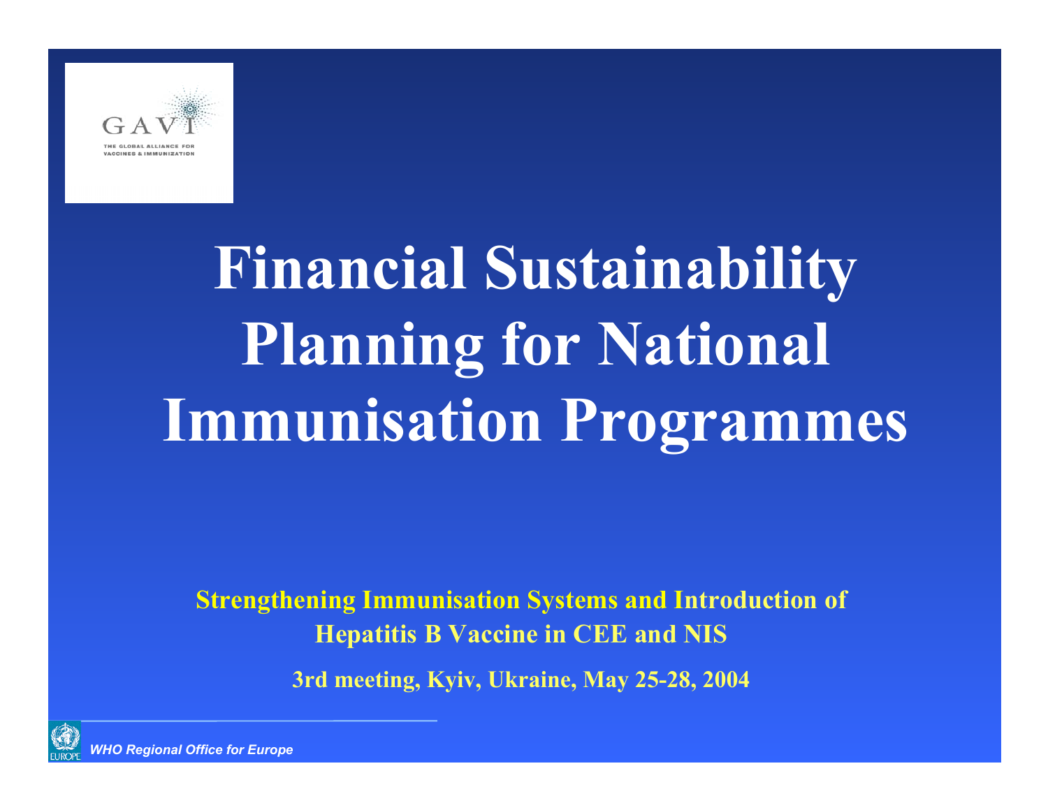GAVI

THE GLOBAL ALLIANCE FOR VACCINES & IMMUNIZATION

# Financial Sustainability Planning for National Immunisation Programmes

**Strengthening Immunisation Systems and Introduction of Hepatitis B Vaccine in CEE and NIS**

**3rd meeting, Kyiv, Ukraine, May 25-28, 2004**

*WHO Regional Office for Europe*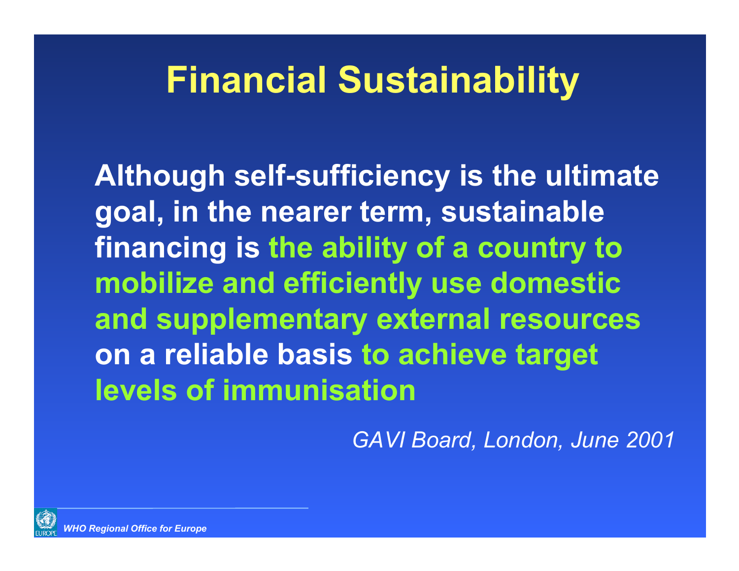# Financial Sustainability

**Although self-sufficiency is the ultimate goal, in the nearer term, sustainable financing is the ability of a country to mobilize and efficiently use domestic and supplementary external resources on a reliable basis to achieve target levels of immunisation**

*GAVI Board, London, June 2001*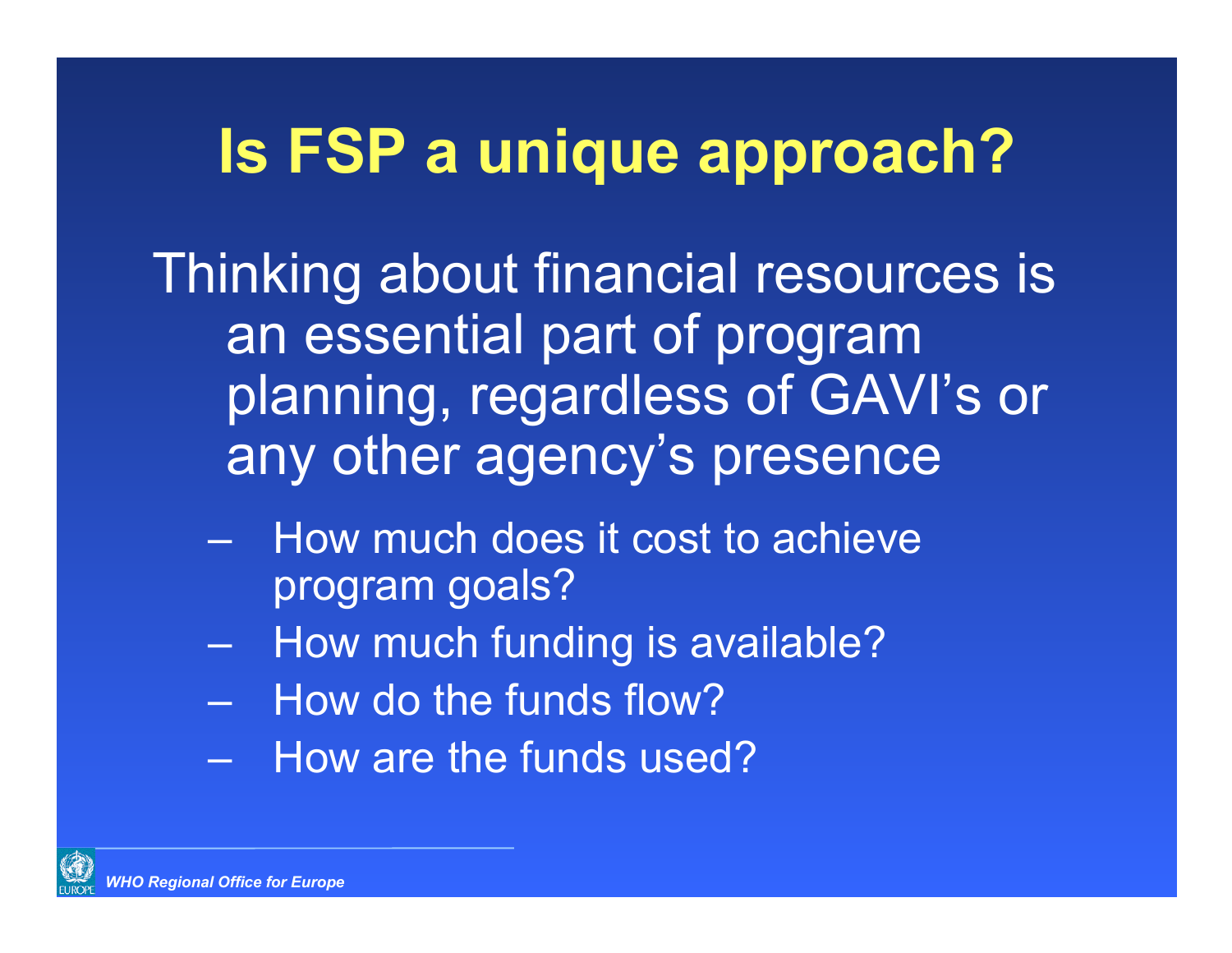# Is FSP a unique approach?

Thinking about financial resources is an essential part of program planning, regardless of GAVI's or any other agency's presence

- How much does it cost to achieve program goals?
- How much funding is available?
- How do the funds flow?
- How are the funds used?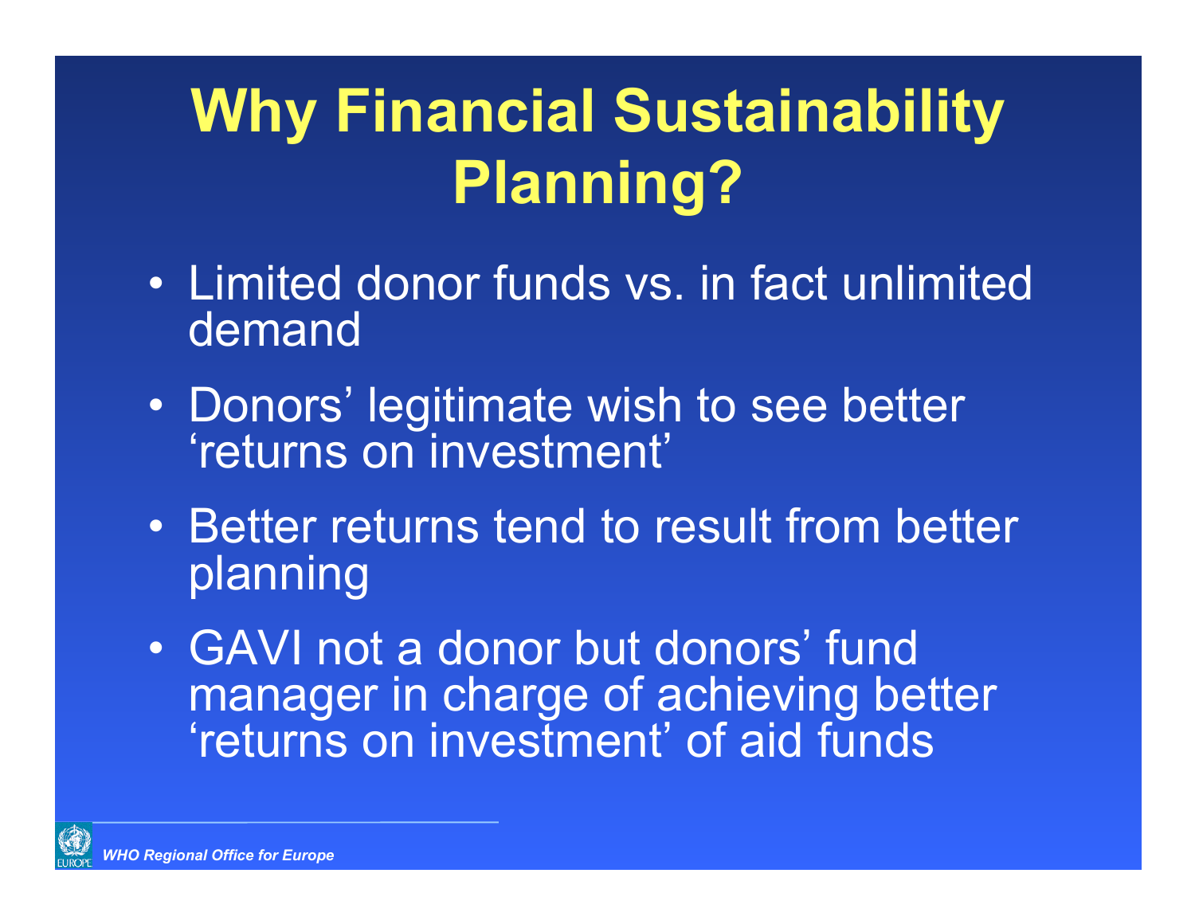# Why Financial Sustainability Planning?

- Limited donor funds vs. in fact unlimited demand
- Donors' legitimate wish to see better 'returns on investment'
- Better returns tend to result from better planning
- GAVI not a donor but donors' fund manager in charge of achieving better 'returns on investment' of aid funds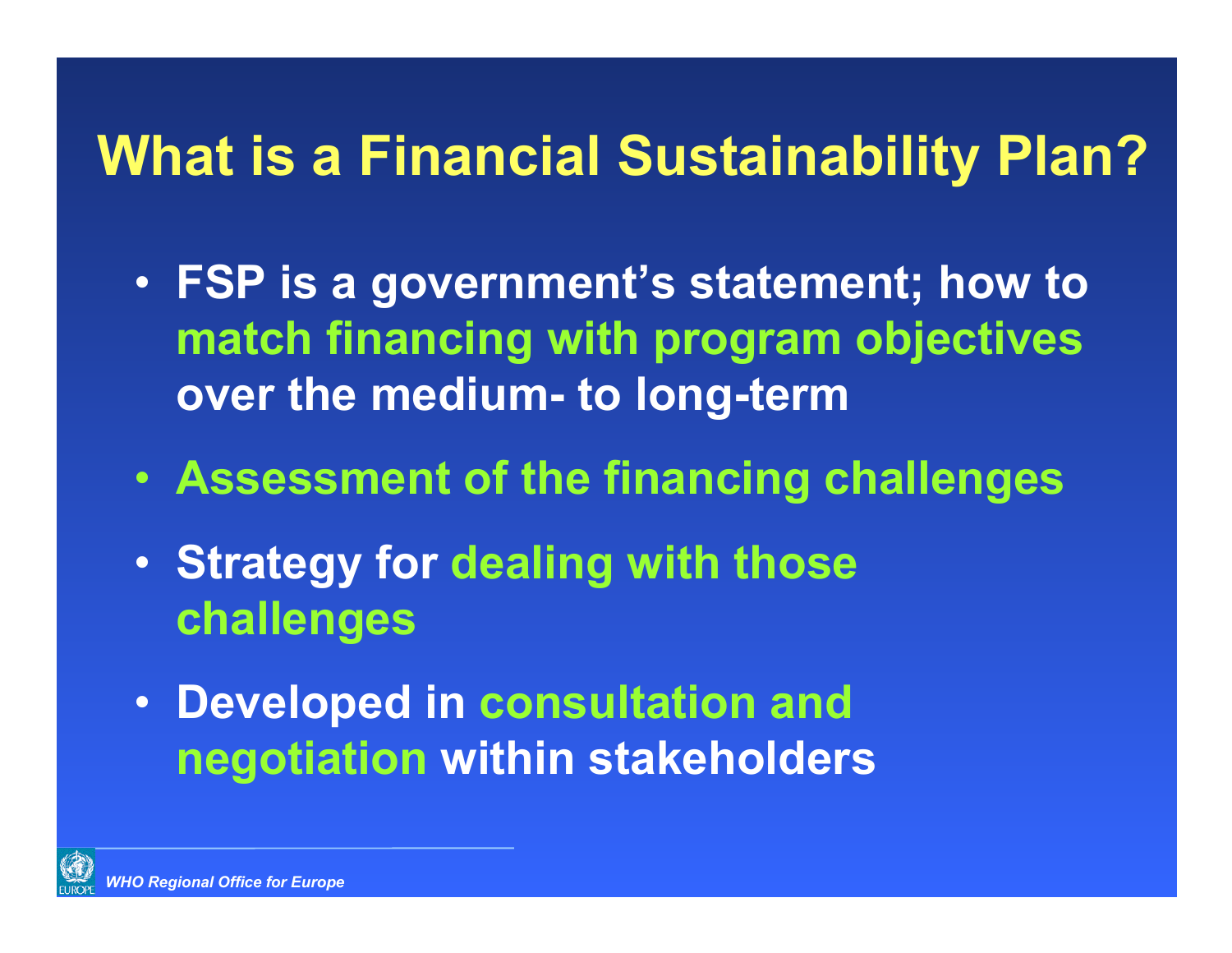# What is a Financial Sustainability Plan?

- **FSP is a government's statement; how to match financing with program objectives over the medium- to long-term**
- **Assessment of the financing challenges**
- **Strategy for dealing with those challenges**
- **Developed in consultation and negotiation within stakeholders**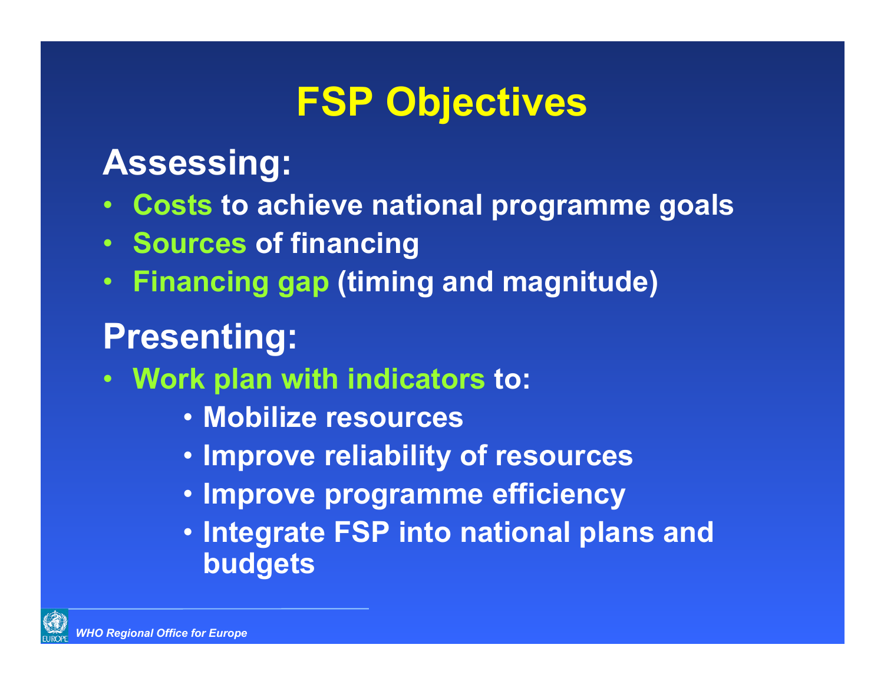# FSP Objectives

## Assessing:

- **Costs** to achieve national programme goals
- **Sources** of financing
- **Financing gap** (timing and magnitude)

## Presenting:

- **Work plan with indicators** to:
  - Mobilize resources
  - Improve reliability of resources
  - Improve programme efficiency
  - Integrate FSP into national plans and budgets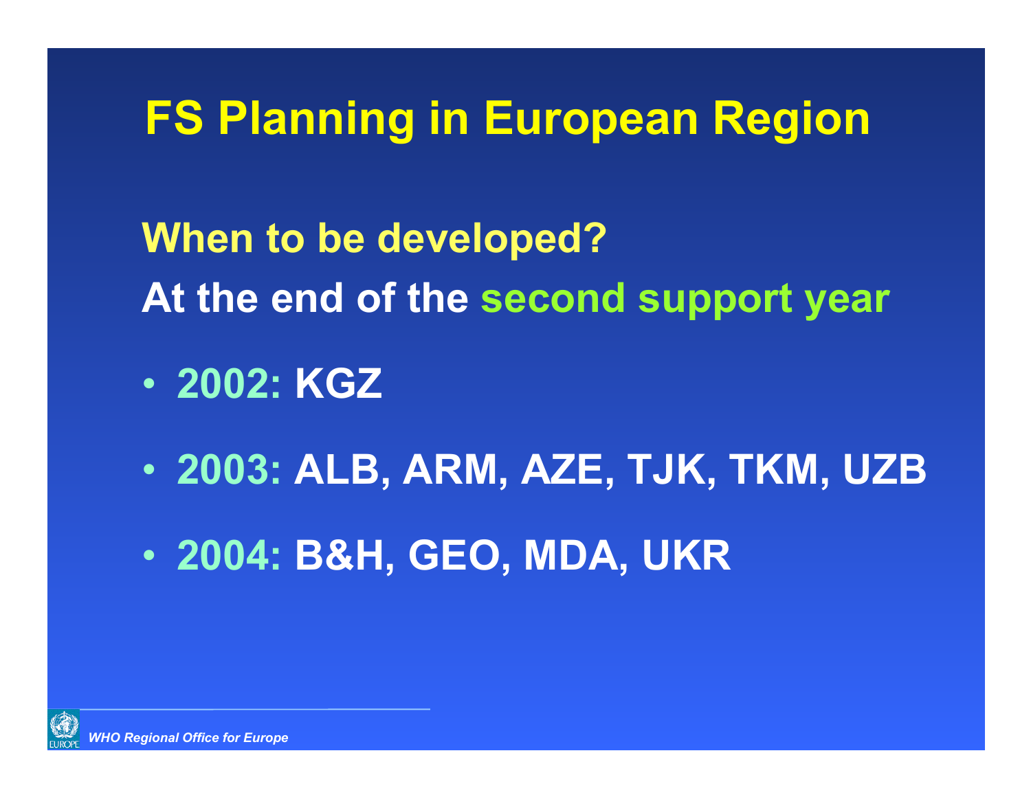# FS Planning in European Region

**When to be developed?**

**At the end of the second support year**

- **2002: KGZ**
- **2003: ALB, ARM, AZE, TJK, TKM, UZB**
- **2004: B&H, GEO, MDA, UKR**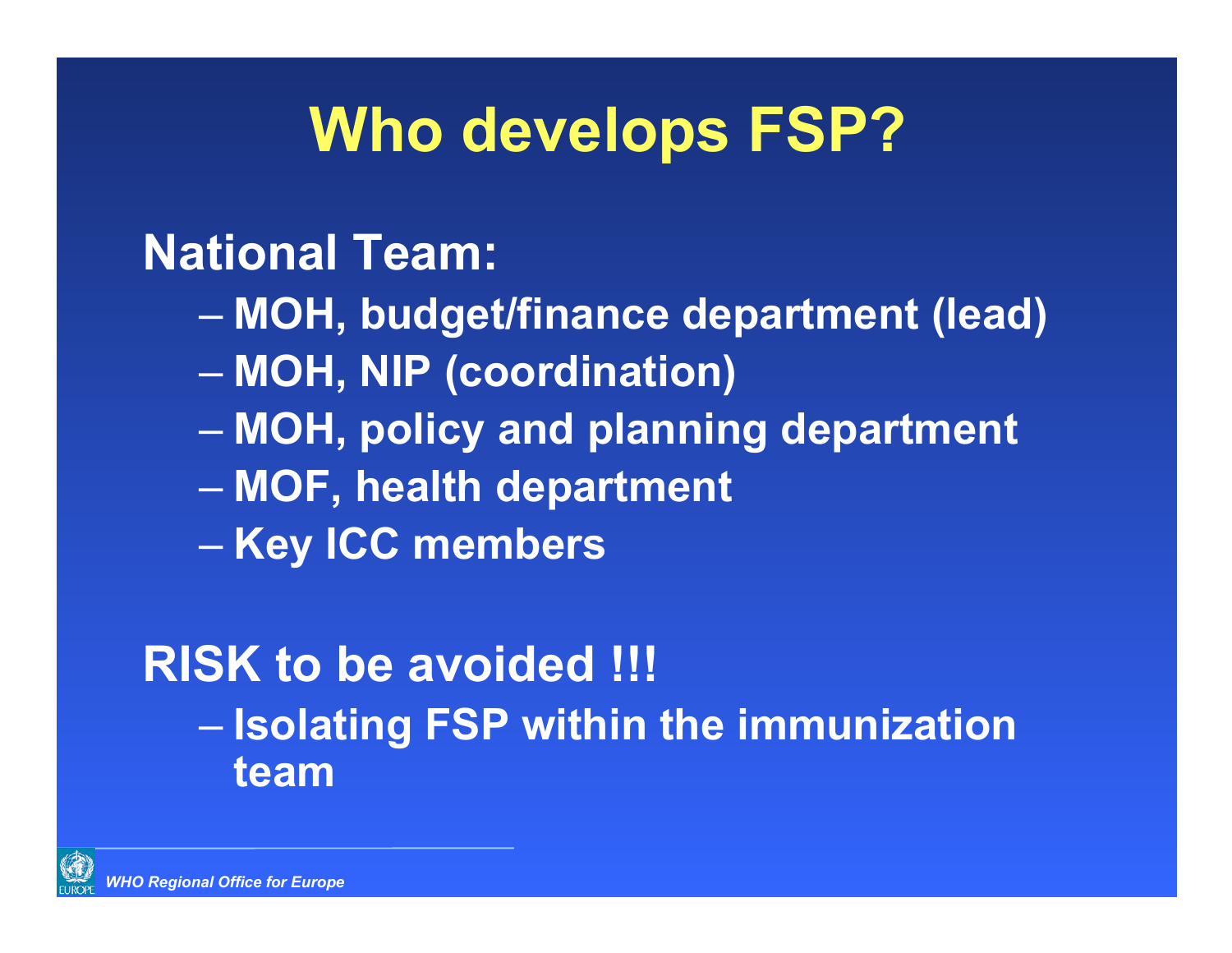# Who develops FSP?

**National Team:**

- MOH, budget/finance department (lead)
- MOH, NIP (coordination)
- MOH, policy and planning department
- MOF, health department
- Key ICC members

**RISK to be avoided !!!**

- Isolating FSP within the immunization team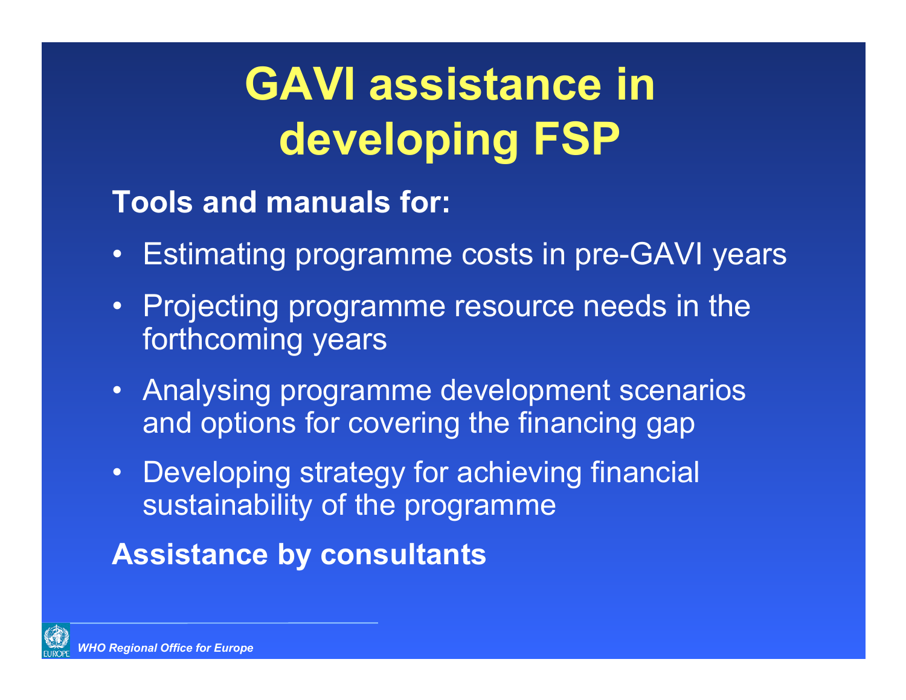# GAVI assistance in developing FSP

**Tools and manuals for:**

- Estimating programme costs in pre-GAVI years
- Projecting programme resource needs in the forthcoming years
- Analysing programme development scenarios and options for covering the financing gap
- Developing strategy for achieving financial sustainability of the programme

**Assistance by consultants**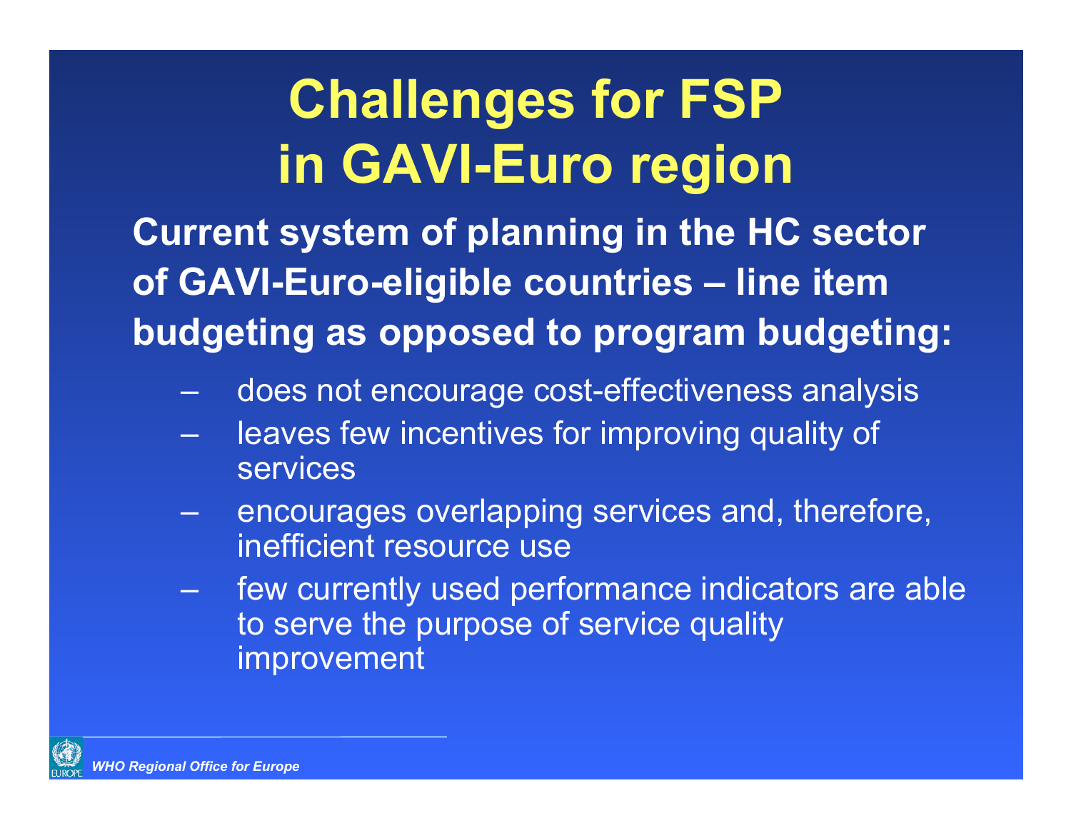# Challenges for FSP in GAVI-Euro region

**Current system of planning in the HC sector of GAVI-Euro-eligible countries – line item budgeting as opposed to program budgeting:**

- does not encourage cost-effectiveness analysis
- leaves few incentives for improving quality of services
- encourages overlapping services and, therefore, inefficient resource use
- few currently used performance indicators are able to serve the purpose of service quality improvement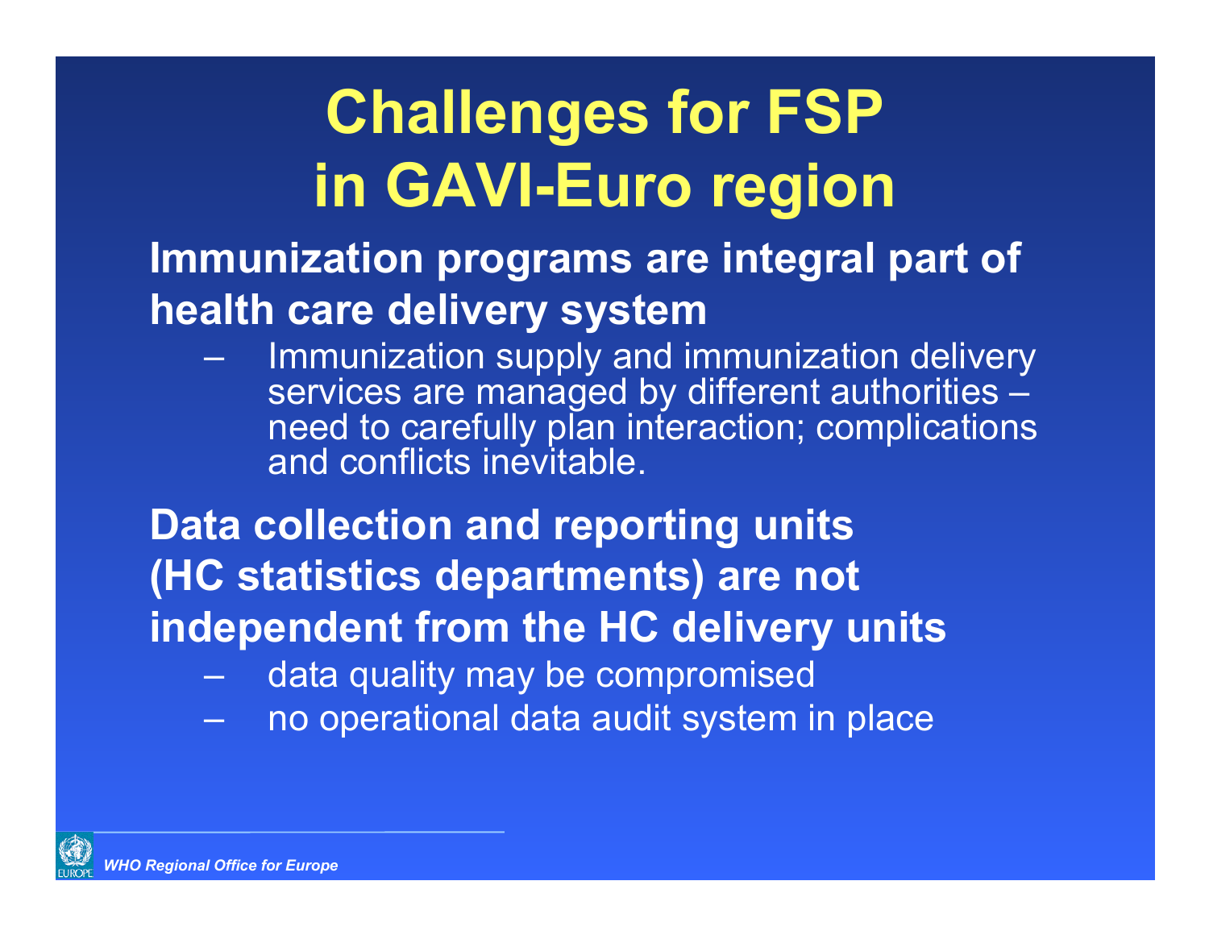# Challenges for FSP in GAVI-Euro region

**Immunization programs are integral part of health care delivery system**

- Immunization supply and immunization delivery services are managed by different authorities – need to carefully plan interaction; complications and conflicts inevitable.

**Data collection and reporting units (HC statistics departments) are not independent from the HC delivery units**

- data quality may be compromised
- no operational data audit system in place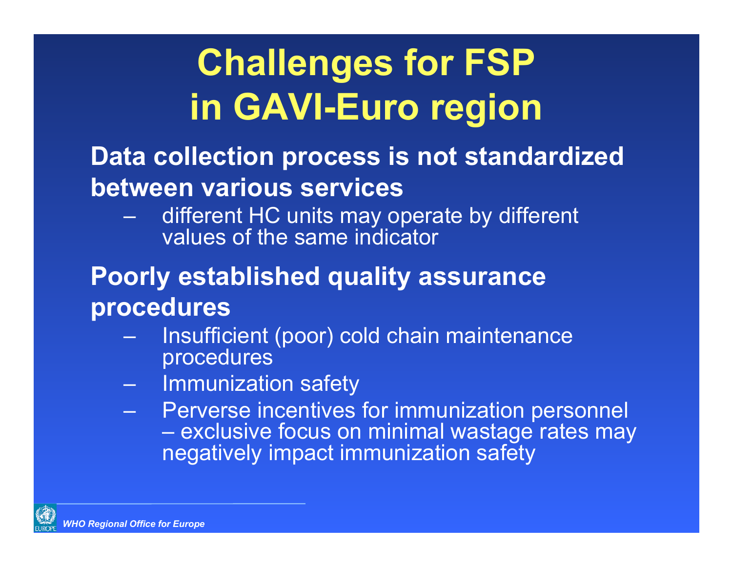# Challenges for FSP in GAVI-Euro region

**Data collection process is not standardized between various services**

- different HC units may operate by different values of the same indicator

**Poorly established quality assurance procedures**

- Insufficient (poor) cold chain maintenance procedures
- Immunization safety
- Perverse incentives for immunization personnel – exclusive focus on minimal wastage rates may negatively impact immunization safety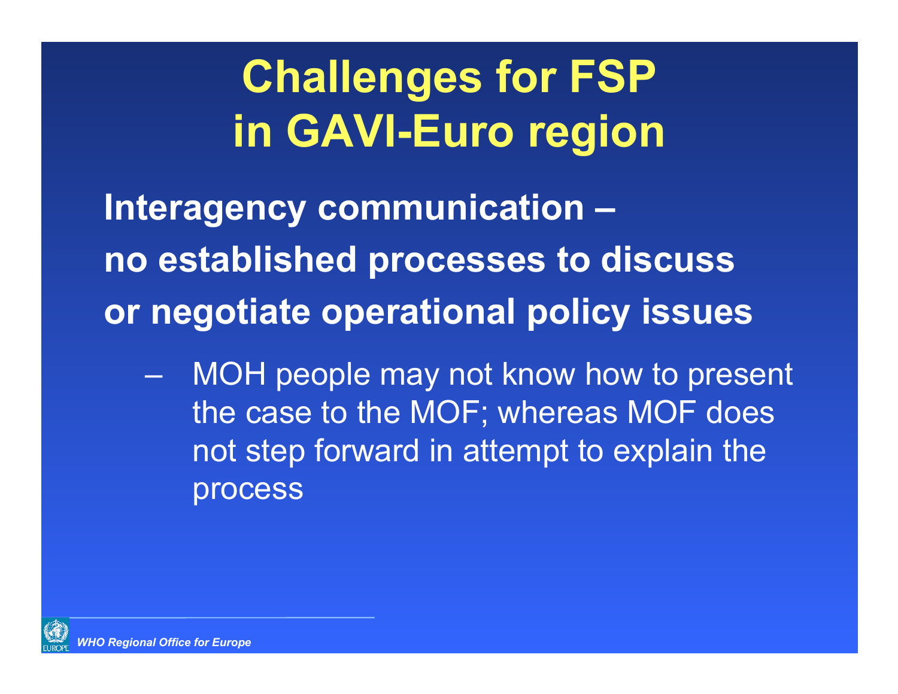# Challenges for FSP in GAVI-Euro region

**Interagency communication – no established processes to discuss or negotiate operational policy issues**

- MOH people may not know how to present the case to the MOF; whereas MOF does not step forward in attempt to explain the process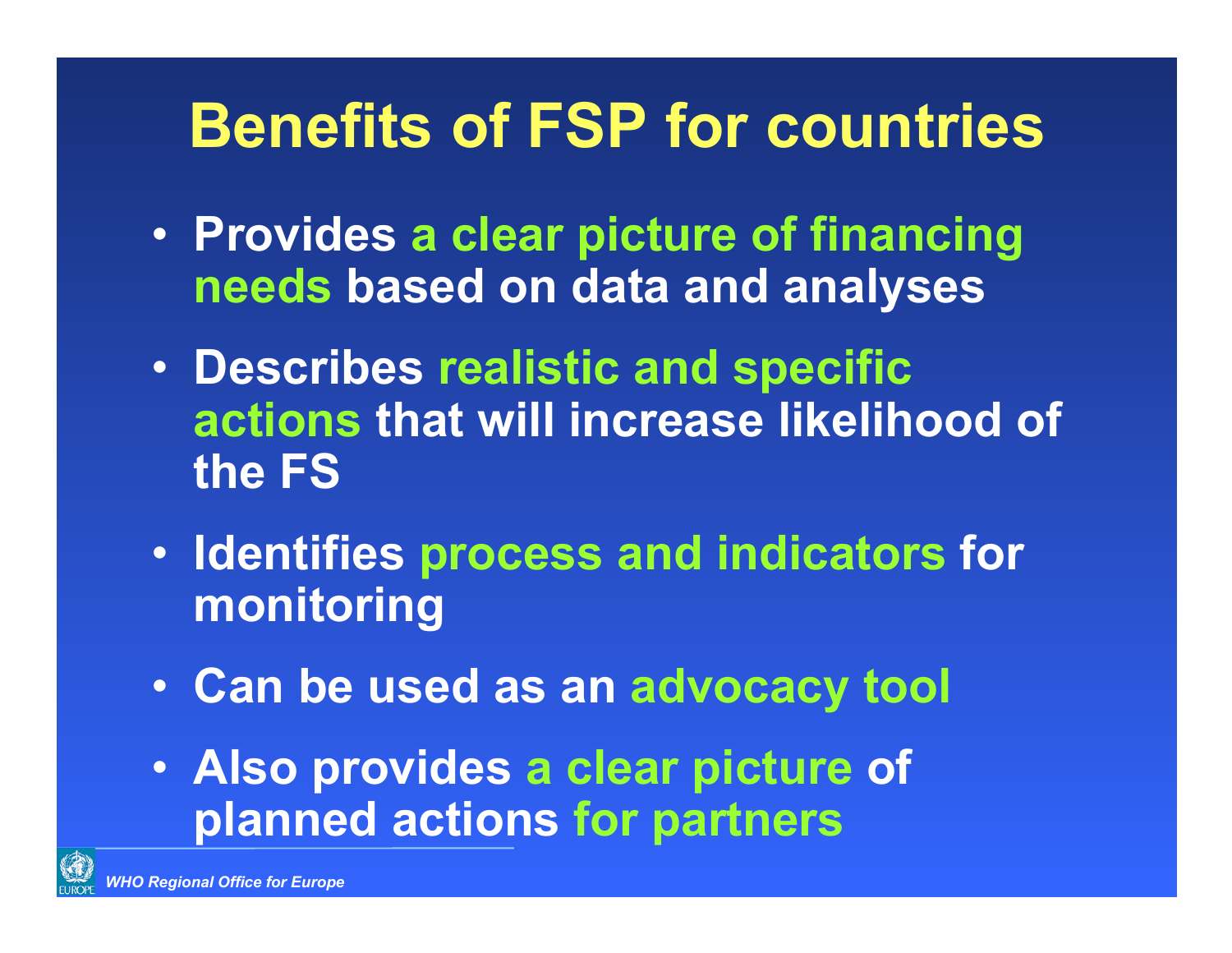# Benefits of FSP for countries

- Provides a clear picture of financing needs based on data and analyses
- Describes realistic and specific actions that will increase likelihood of the FS
- Identifies process and indicators for monitoring
- Can be used as an advocacy tool
- Also provides a clear picture of planned actions for partners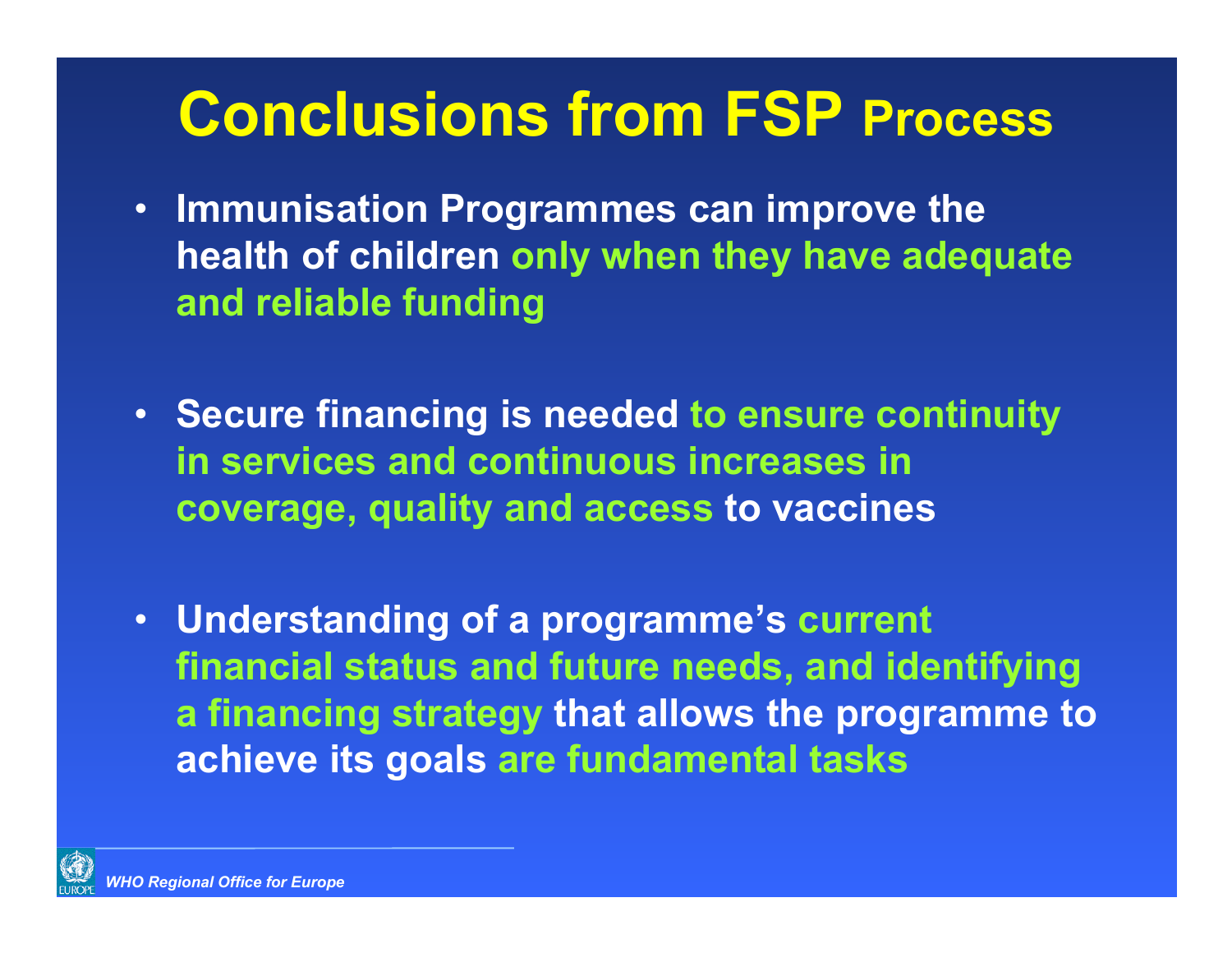# Conclusions from FSP Process

- **Immunisation Programmes can improve the health of children only when they have adequate and reliable funding**

- **Secure financing is needed to ensure continuity in services and continuous increases in coverage, quality and access to vaccines**

- **Understanding of a programme's current financial status and future needs, and identifying a financing strategy that allows the programme to achieve its goals are fundamental tasks**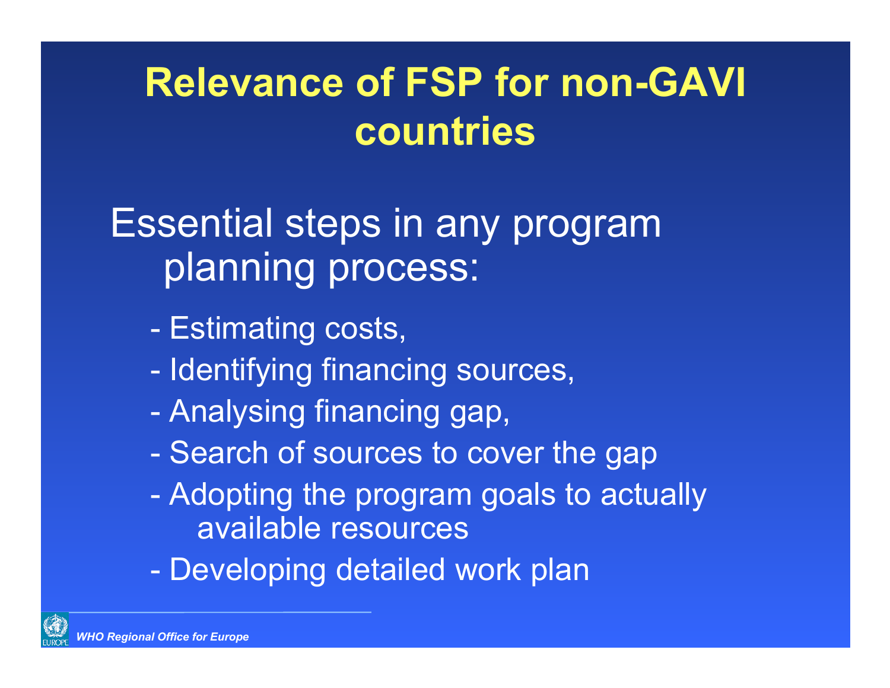# Relevance of FSP for non-GAVI countries

Essential steps in any program planning process:

- Estimating costs,
- Identifying financing sources,
- Analysing financing gap,
- Search of sources to cover the gap
- Adopting the program goals to actually available resources
- Developing detailed work plan